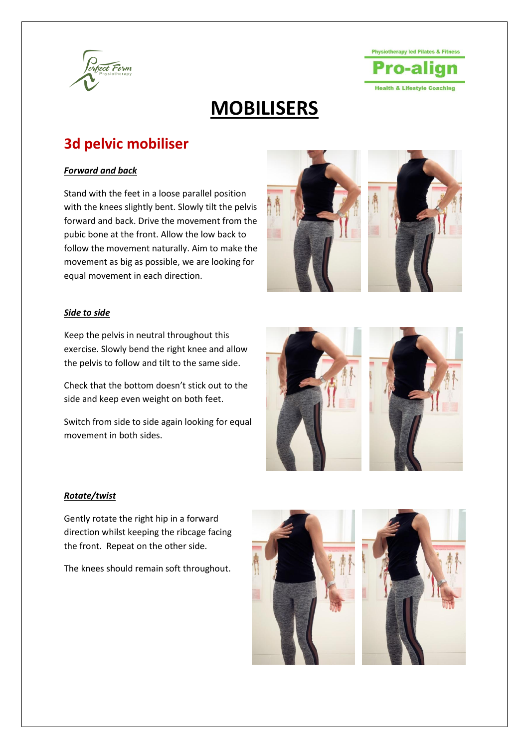# MOBILISERS

## 3d pelvic mobiliser

### *Forward and back*

Stand with the feet in a loose parallel position with the knees slightly bent. Slowly tilt the pelvis forward and back. Drive the movement from the pubic bone at the front. Allow the low back to follow the movement naturally. Aim to make the movement as big as possible, we are looking for equal movement in each direction.

### *Side to side*

Keep the pelvis in neutral throughout this exercise. Slowly bend the right knee and allow the pelvis to follow and tilt to the same side.

Check that the bottom doesn't stick out to the side and keep even weight on both feet.

Switch from side to side again looking for equal movement in both sides.

### *Rotate/twist*

Gently rotate the right hip in a forward direction whilst keeping the ribcage facing the front. Repeat on the other side.

The knees should remain soft throughout.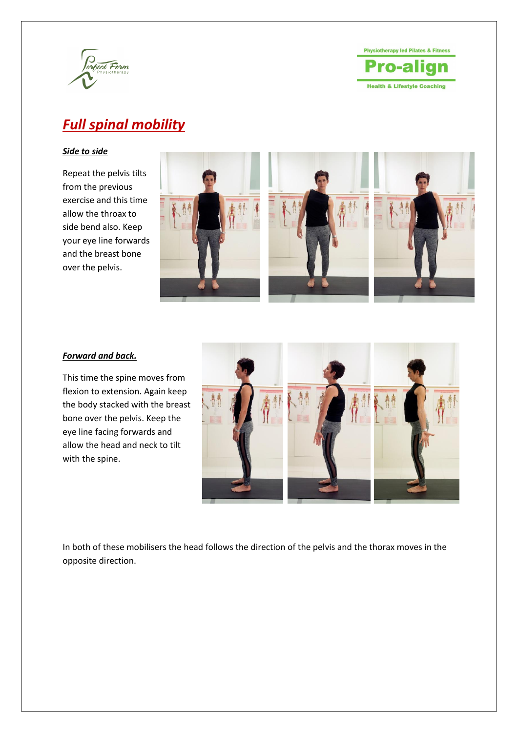# ***Full spinal mobility***

***Side to side***

Repeat the pelvis tilts from the previous exercise and this time allow the throax to side bend also. Keep your eye line forwards and the breast bone over the pelvis.

***Forward and back.***

This time the spine moves from flexion to extension. Again keep the body stacked with the breast bone over the pelvis. Keep the eye line facing forwards and allow the head and neck to tilt with the spine.

In both of these mobilisers the head follows the direction of the pelvis and the thorax moves in the opposite direction.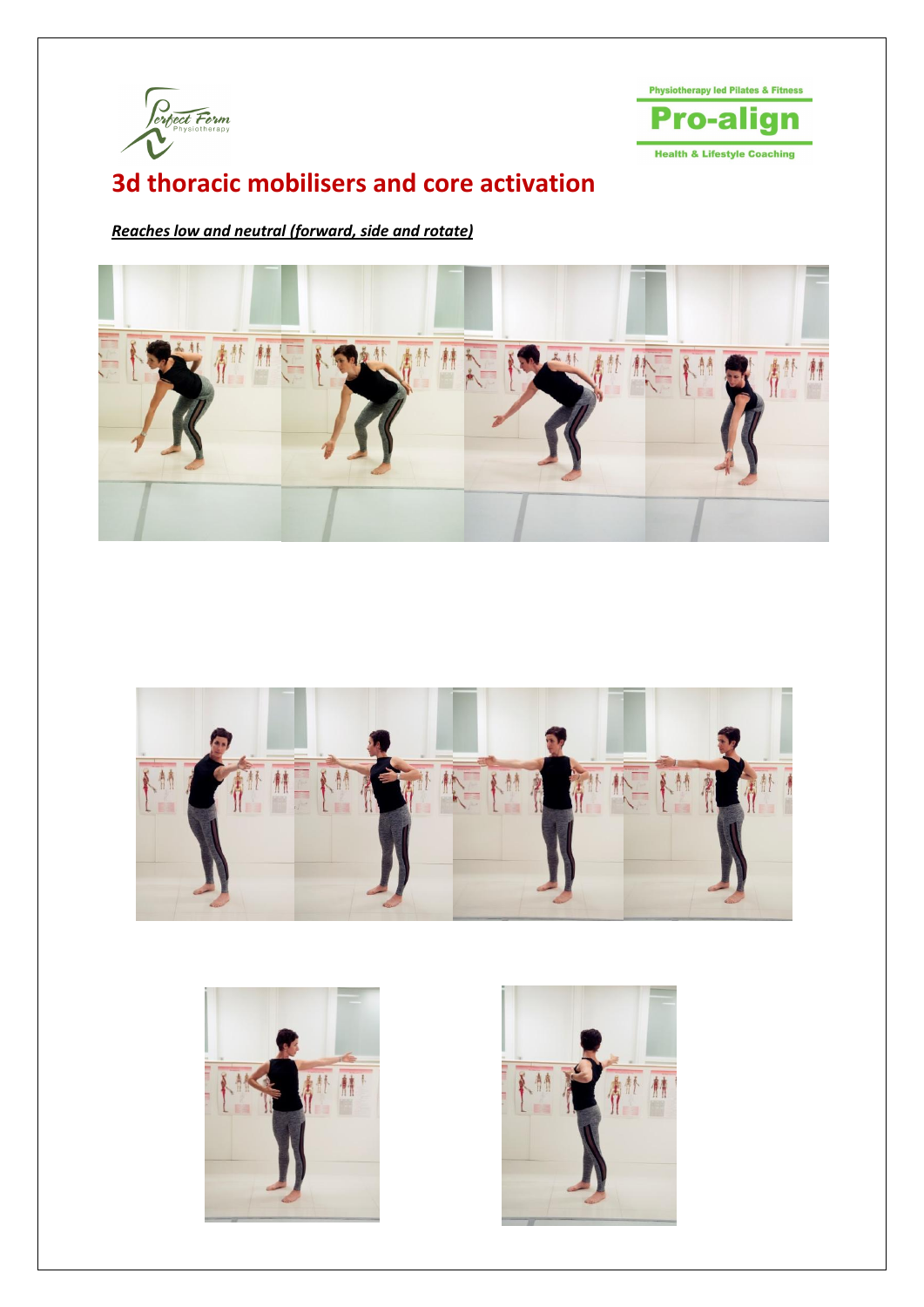# 3d thoracic mobilisers and core activation

***Reaches low and neutral (forward, side and rotate)***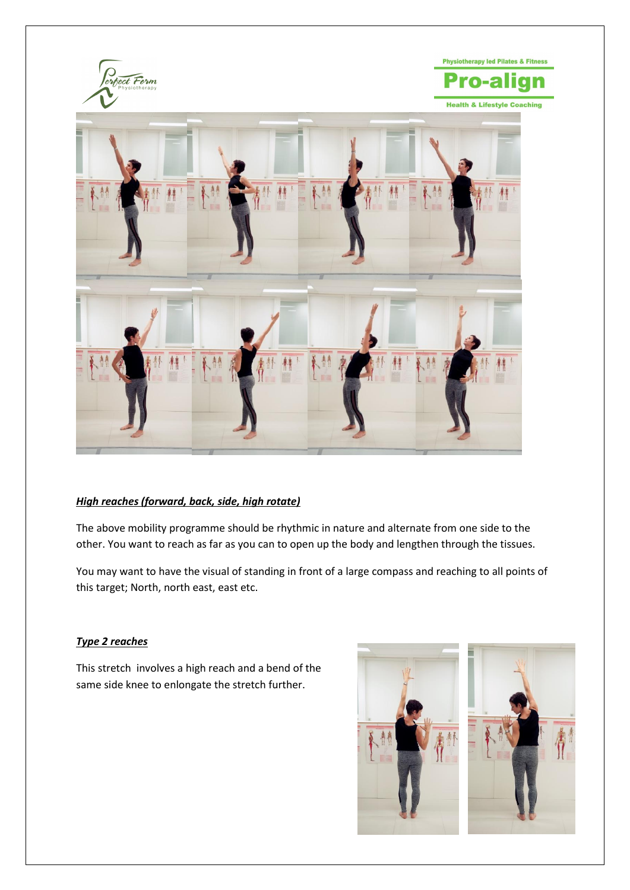***High reaches (forward, back, side, high rotate)***

The above mobility programme should be rhythmic in nature and alternate from one side to the other. You want to reach as far as you can to open up the body and lengthen through the tissues.

You may want to have the visual of standing in front of a large compass and reaching to all points of this target; North, north east, east etc.

***Type 2 reaches***

This stretch involves a high reach and a bend of the same side knee to enlongate the stretch further.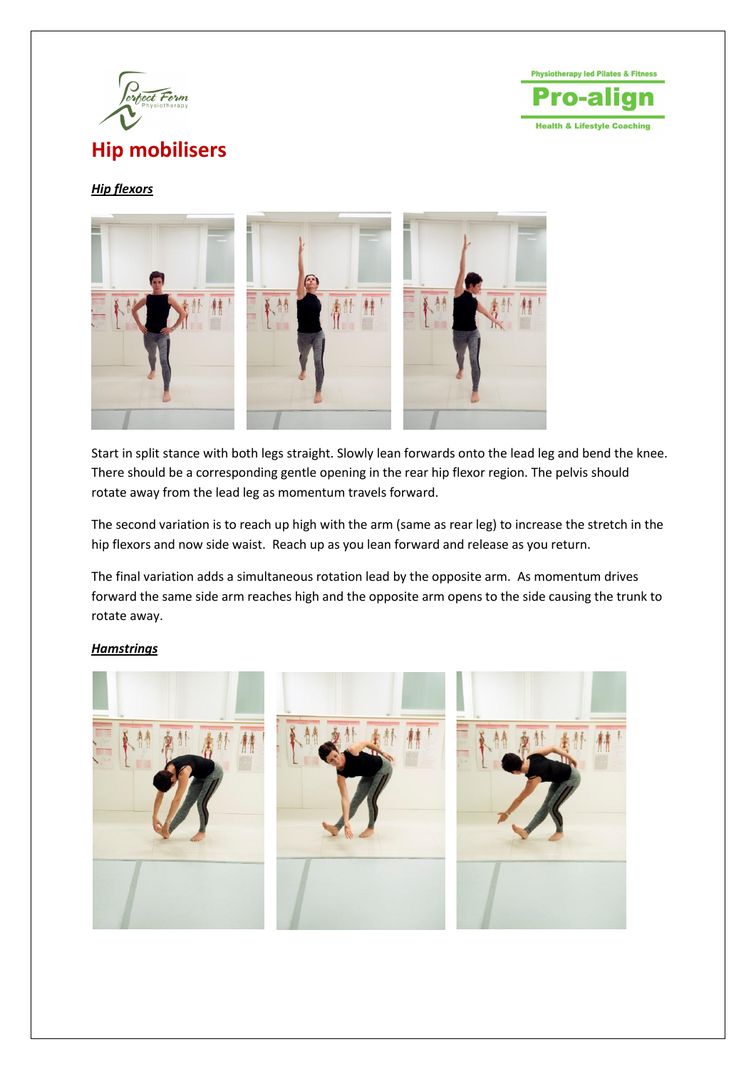# Hip mobilisers

***Hip flexors***

Start in split stance with both legs straight. Slowly lean forwards onto the lead leg and bend the knee. There should be a corresponding gentle opening in the rear hip flexor region. The pelvis should rotate away from the lead leg as momentum travels forward.

The second variation is to reach up high with the arm (same as rear leg) to increase the stretch in the hip flexors and now side waist. Reach up as you lean forward and release as you return.

The final variation adds a simultaneous rotation lead by the opposite arm. As momentum drives forward the same side arm reaches high and the opposite arm opens to the side causing the trunk to rotate away.

***Hamstrings***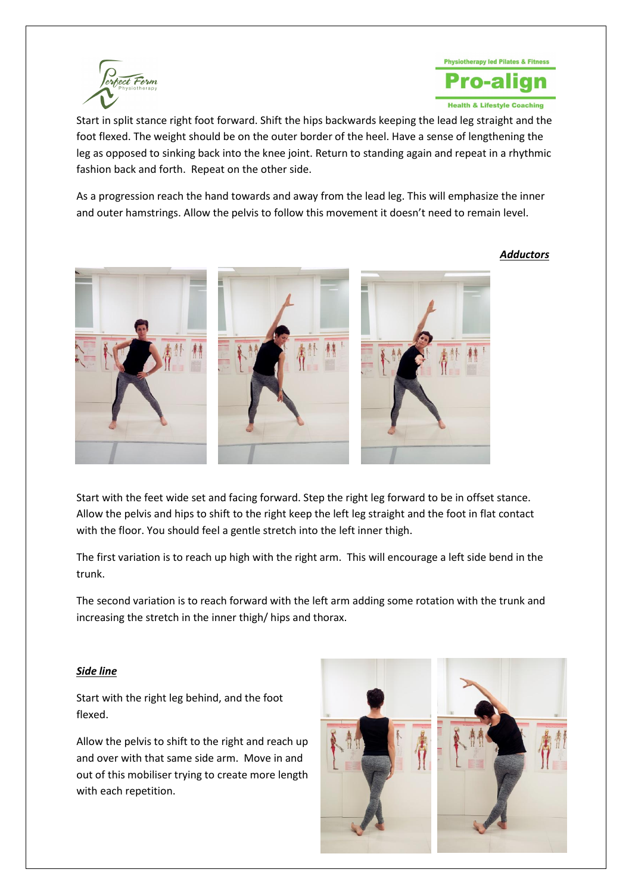Start in split stance right foot forward. Shift the hips backwards keeping the lead leg straight and the foot flexed. The weight should be on the outer border of the heel. Have a sense of lengthening the leg as opposed to sinking back into the knee joint. Return to standing again and repeat in a rhythmic fashion back and forth. Repeat on the other side.

As a progression reach the hand towards and away from the lead leg. This will emphasize the inner and outer hamstrings. Allow the pelvis to follow this movement it doesn't need to remain level.

***Adductors***

Start with the feet wide set and facing forward. Step the right leg forward to be in offset stance. Allow the pelvis and hips to shift to the right keep the left leg straight and the foot in flat contact with the floor. You should feel a gentle stretch into the left inner thigh.

The first variation is to reach up high with the right arm. This will encourage a left side bend in the trunk.

The second variation is to reach forward with the left arm adding some rotation with the trunk and increasing the stretch in the inner thigh/ hips and thorax.

***Side line***

Start with the right leg behind, and the foot flexed.

Allow the pelvis to shift to the right and reach up and over with that same side arm. Move in and out of this mobiliser trying to create more length with each repetition.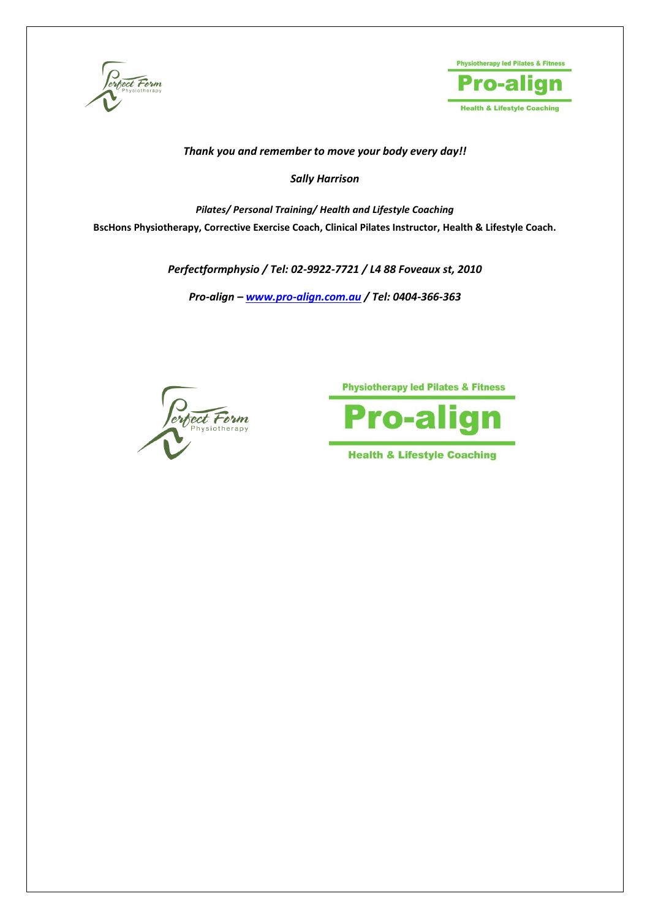*Thank you and remember to move your body every day!!*

***Sally Harrison***

*Pilates/ Personal Training/ Health and Lifestyle Coaching*

**BscHons Physiotherapy, Corrective Exercise Coach, Clinical Pilates Instructor, Health & Lifestyle Coach.**

*Perfectformphysio / Tel: 02-9922-7721 / L4 88 Foveaux st, 2010*

*Pro-align – www.pro-align.com.au / Tel: 0404-366-363*